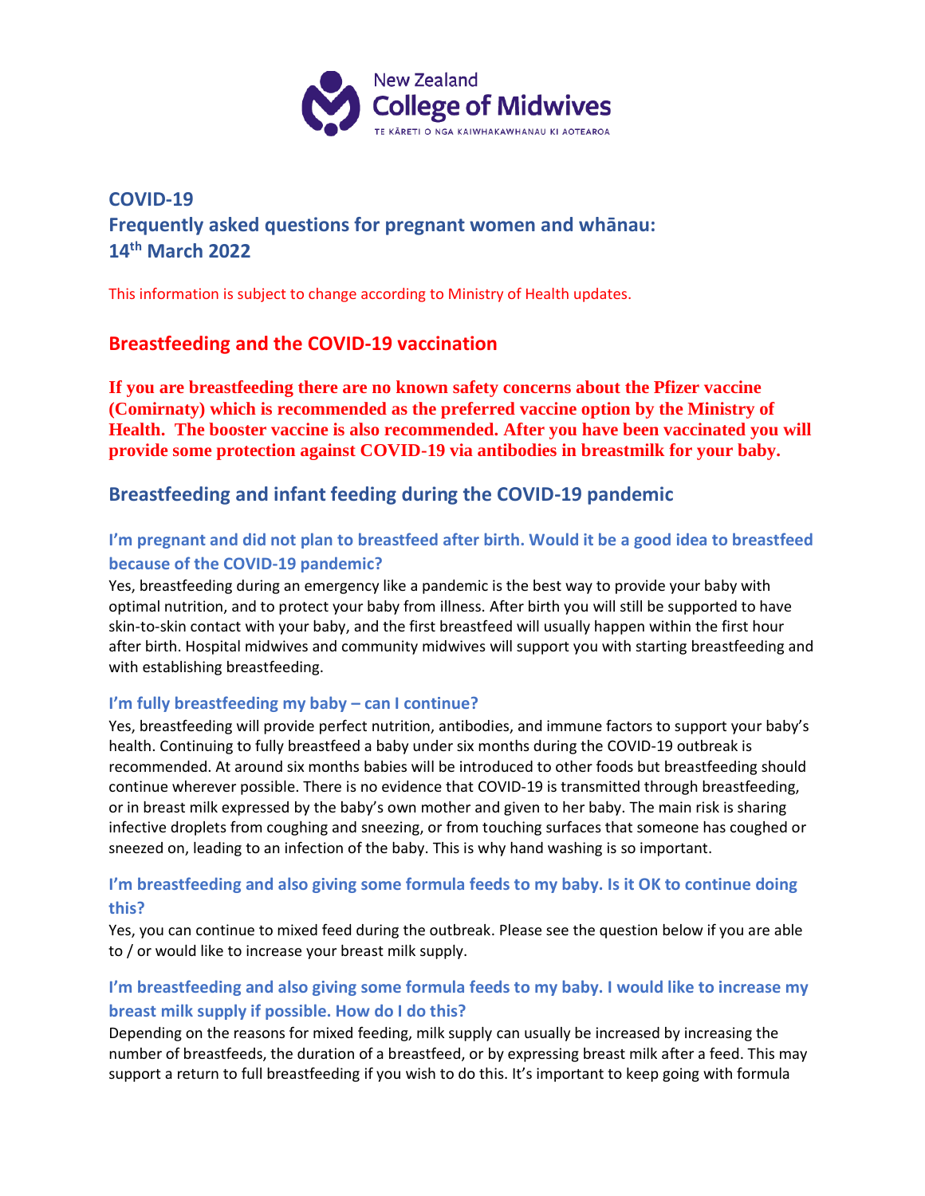New Zealand
College of Midwives
TE KĀRETI O NGA KAIWHAKAWHANAU KI AOTEAROA

# COVID-19
# Frequently asked questions for pregnant women and whānau: 14th March 2022

This information is subject to change according to Ministry of Health updates.

## Breastfeeding and the COVID-19 vaccination

**If you are breastfeeding there are no known safety concerns about the Pfizer vaccine (Comirnaty) which is recommended as the preferred vaccine option by the Ministry of Health. The booster vaccine is also recommended. After you have been vaccinated you will provide some protection against COVID-19 via antibodies in breastmilk for your baby.**

## Breastfeeding and infant feeding during the COVID-19 pandemic

### I'm pregnant and did not plan to breastfeed after birth. Would it be a good idea to breastfeed because of the COVID-19 pandemic?

Yes, breastfeeding during an emergency like a pandemic is the best way to provide your baby with optimal nutrition, and to protect your baby from illness. After birth you will still be supported to have skin-to-skin contact with your baby, and the first breastfeed will usually happen within the first hour after birth. Hospital midwives and community midwives will support you with starting breastfeeding and with establishing breastfeeding.

### I'm fully breastfeeding my baby – can I continue?

Yes, breastfeeding will provide perfect nutrition, antibodies, and immune factors to support your baby's health. Continuing to fully breastfeed a baby under six months during the COVID-19 outbreak is recommended. At around six months babies will be introduced to other foods but breastfeeding should continue wherever possible. There is no evidence that COVID-19 is transmitted through breastfeeding, or in breast milk expressed by the baby's own mother and given to her baby. The main risk is sharing infective droplets from coughing and sneezing, or from touching surfaces that someone has coughed or sneezed on, leading to an infection of the baby. This is why hand washing is so important.

### I'm breastfeeding and also giving some formula feeds to my baby. Is it OK to continue doing this?

Yes, you can continue to mixed feed during the outbreak. Please see the question below if you are able to / or would like to increase your breast milk supply.

### I'm breastfeeding and also giving some formula feeds to my baby. I would like to increase my breast milk supply if possible. How do I do this?

Depending on the reasons for mixed feeding, milk supply can usually be increased by increasing the number of breastfeeds, the duration of a breastfeed, or by expressing breast milk after a feed. This may support a return to full breastfeeding if you wish to do this. It's important to keep going with formula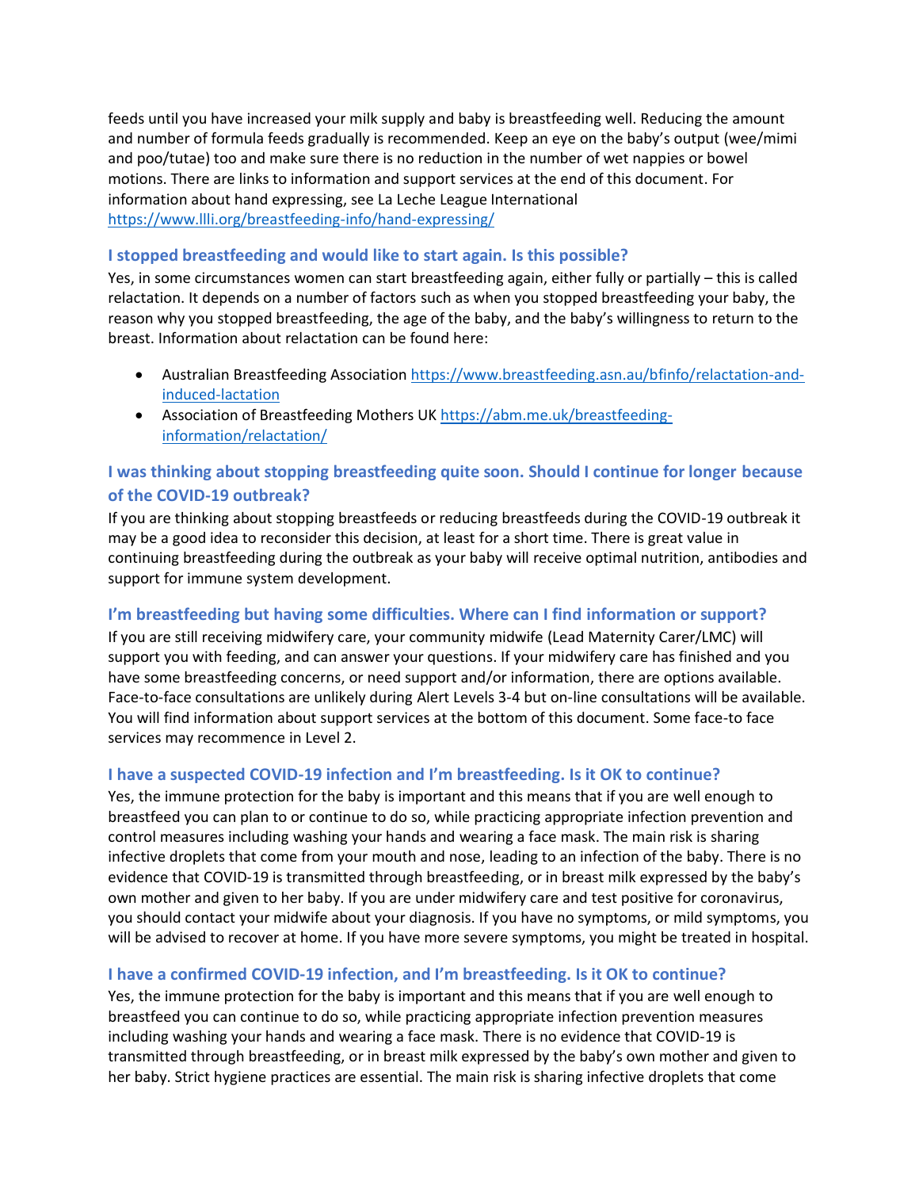feeds until you have increased your milk supply and baby is breastfeeding well. Reducing the amount and number of formula feeds gradually is recommended. Keep an eye on the baby's output (wee/mimi and poo/tutae) too and make sure there is no reduction in the number of wet nappies or bowel motions. There are links to information and support services at the end of this document. For information about hand expressing, see La Leche League International https://www.llli.org/breastfeeding-info/hand-expressing/

### I stopped breastfeeding and would like to start again. Is this possible?

Yes, in some circumstances women can start breastfeeding again, either fully or partially – this is called relactation. It depends on a number of factors such as when you stopped breastfeeding your baby, the reason why you stopped breastfeeding, the age of the baby, and the baby's willingness to return to the breast. Information about relactation can be found here:

- Australian Breastfeeding Association https://www.breastfeeding.asn.au/bfinfo/relactation-and-induced-lactation
- Association of Breastfeeding Mothers UK https://abm.me.uk/breastfeeding-information/relactation/

### I was thinking about stopping breastfeeding quite soon. Should I continue for longer because of the COVID-19 outbreak?

If you are thinking about stopping breastfeeds or reducing breastfeeds during the COVID-19 outbreak it may be a good idea to reconsider this decision, at least for a short time. There is great value in continuing breastfeeding during the outbreak as your baby will receive optimal nutrition, antibodies and support for immune system development.

### I'm breastfeeding but having some difficulties. Where can I find information or support?

If you are still receiving midwifery care, your community midwife (Lead Maternity Carer/LMC) will support you with feeding, and can answer your questions. If your midwifery care has finished and you have some breastfeeding concerns, or need support and/or information, there are options available. Face-to-face consultations are unlikely during Alert Levels 3-4 but on-line consultations will be available. You will find information about support services at the bottom of this document. Some face-to face services may recommence in Level 2.

### I have a suspected COVID-19 infection and I'm breastfeeding. Is it OK to continue?

Yes, the immune protection for the baby is important and this means that if you are well enough to breastfeed you can plan to or continue to do so, while practicing appropriate infection prevention and control measures including washing your hands and wearing a face mask. The main risk is sharing infective droplets that come from your mouth and nose, leading to an infection of the baby. There is no evidence that COVID-19 is transmitted through breastfeeding, or in breast milk expressed by the baby's own mother and given to her baby. If you are under midwifery care and test positive for coronavirus, you should contact your midwife about your diagnosis. If you have no symptoms, or mild symptoms, you will be advised to recover at home. If you have more severe symptoms, you might be treated in hospital.

### I have a confirmed COVID-19 infection, and I'm breastfeeding. Is it OK to continue?

Yes, the immune protection for the baby is important and this means that if you are well enough to breastfeed you can continue to do so, while practicing appropriate infection prevention measures including washing your hands and wearing a face mask. There is no evidence that COVID-19 is transmitted through breastfeeding, or in breast milk expressed by the baby's own mother and given to her baby. Strict hygiene practices are essential. The main risk is sharing infective droplets that come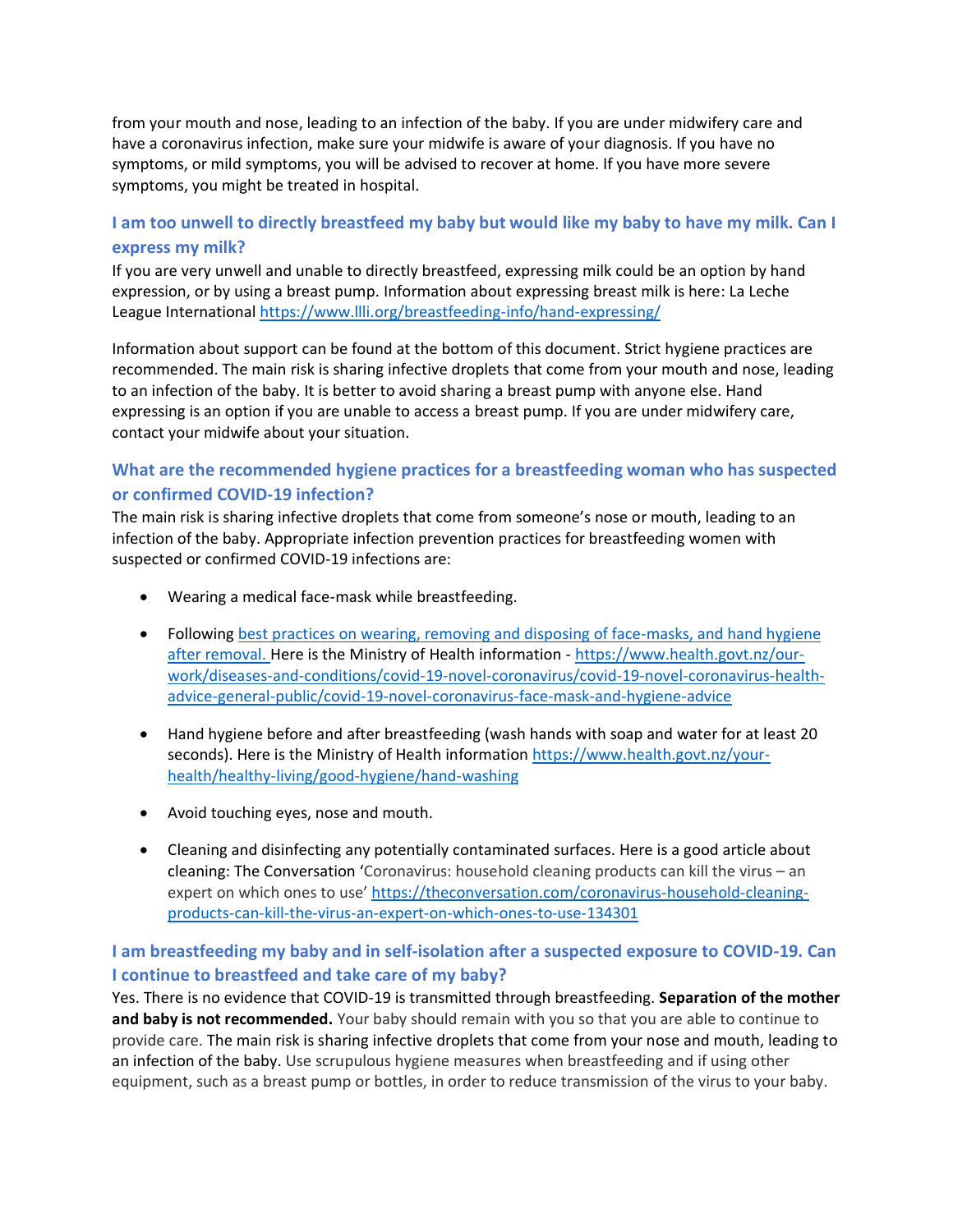from your mouth and nose, leading to an infection of the baby. If you are under midwifery care and have a coronavirus infection, make sure your midwife is aware of your diagnosis. If you have no symptoms, or mild symptoms, you will be advised to recover at home. If you have more severe symptoms, you might be treated in hospital.

### I am too unwell to directly breastfeed my baby but would like my baby to have my milk. Can I express my milk?

If you are very unwell and unable to directly breastfeed, expressing milk could be an option by hand expression, or by using a breast pump. Information about expressing breast milk is here: La Leche League International https://www.llli.org/breastfeeding-info/hand-expressing/

Information about support can be found at the bottom of this document. Strict hygiene practices are recommended. The main risk is sharing infective droplets that come from your mouth and nose, leading to an infection of the baby. It is better to avoid sharing a breast pump with anyone else. Hand expressing is an option if you are unable to access a breast pump. If you are under midwifery care, contact your midwife about your situation.

### What are the recommended hygiene practices for a breastfeeding woman who has suspected or confirmed COVID-19 infection?

The main risk is sharing infective droplets that come from someone's nose or mouth, leading to an infection of the baby. Appropriate infection prevention practices for breastfeeding women with suspected or confirmed COVID-19 infections are:

- Wearing a medical face-mask while breastfeeding.
- Following best practices on wearing, removing and disposing of face-masks, and hand hygiene after removal. Here is the Ministry of Health information - https://www.health.govt.nz/our-work/diseases-and-conditions/covid-19-novel-coronavirus/covid-19-novel-coronavirus-health-advice-general-public/covid-19-novel-coronavirus-face-mask-and-hygiene-advice
- Hand hygiene before and after breastfeeding (wash hands with soap and water for at least 20 seconds). Here is the Ministry of Health information https://www.health.govt.nz/your-health/healthy-living/good-hygiene/hand-washing
- Avoid touching eyes, nose and mouth.
- Cleaning and disinfecting any potentially contaminated surfaces. Here is a good article about cleaning: The Conversation 'Coronavirus: household cleaning products can kill the virus – an expert on which ones to use' https://theconversation.com/coronavirus-household-cleaning-products-can-kill-the-virus-an-expert-on-which-ones-to-use-134301

### I am breastfeeding my baby and in self-isolation after a suspected exposure to COVID-19. Can I continue to breastfeed and take care of my baby?

Yes. There is no evidence that COVID-19 is transmitted through breastfeeding. **Separation of the mother and baby is not recommended.** Your baby should remain with you so that you are able to continue to provide care. The main risk is sharing infective droplets that come from your nose and mouth, leading to an infection of the baby. Use scrupulous hygiene measures when breastfeeding and if using other equipment, such as a breast pump or bottles, in order to reduce transmission of the virus to your baby.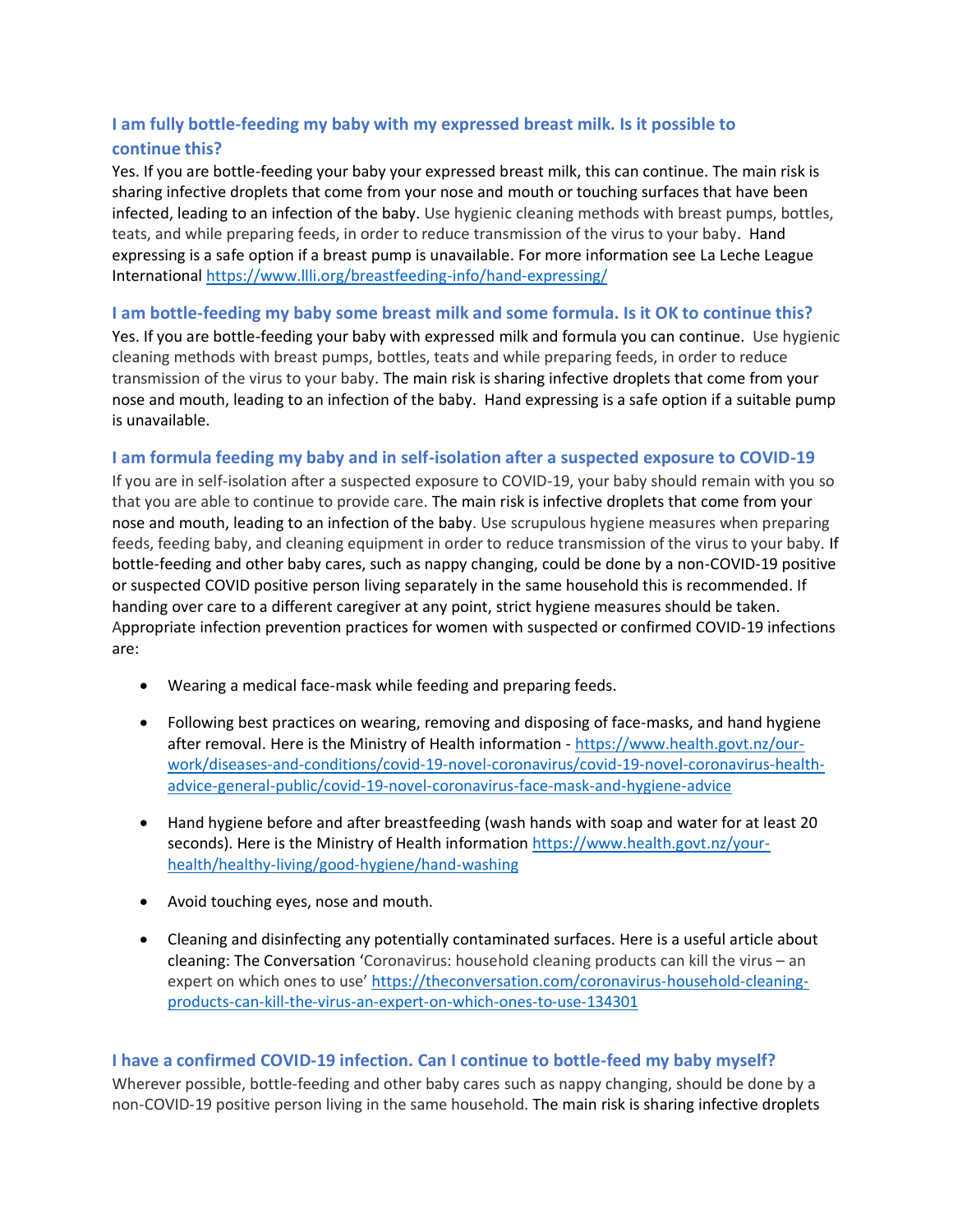### I am fully bottle-feeding my baby with my expressed breast milk. Is it possible to continue this?

Yes. If you are bottle-feeding your baby your expressed breast milk, this can continue. The main risk is sharing infective droplets that come from your nose and mouth or touching surfaces that have been infected, leading to an infection of the baby. Use hygienic cleaning methods with breast pumps, bottles, teats, and while preparing feeds, in order to reduce transmission of the virus to your baby. Hand expressing is a safe option if a breast pump is unavailable. For more information see La Leche League International https://www.llli.org/breastfeeding-info/hand-expressing/

### I am bottle-feeding my baby some breast milk and some formula. Is it OK to continue this?

Yes. If you are bottle-feeding your baby with expressed milk and formula you can continue. Use hygienic cleaning methods with breast pumps, bottles, teats and while preparing feeds, in order to reduce transmission of the virus to your baby. The main risk is sharing infective droplets that come from your nose and mouth, leading to an infection of the baby. Hand expressing is a safe option if a suitable pump is unavailable.

### I am formula feeding my baby and in self-isolation after a suspected exposure to COVID-19

If you are in self-isolation after a suspected exposure to COVID-19, your baby should remain with you so that you are able to continue to provide care. The main risk is infective droplets that come from your nose and mouth, leading to an infection of the baby. Use scrupulous hygiene measures when preparing feeds, feeding baby, and cleaning equipment in order to reduce transmission of the virus to your baby. If bottle-feeding and other baby cares, such as nappy changing, could be done by a non-COVID-19 positive or suspected COVID positive person living separately in the same household this is recommended. If handing over care to a different caregiver at any point, strict hygiene measures should be taken. Appropriate infection prevention practices for women with suspected or confirmed COVID-19 infections are:

- Wearing a medical face-mask while feeding and preparing feeds.
- Following best practices on wearing, removing and disposing of face-masks, and hand hygiene after removal. Here is the Ministry of Health information - https://www.health.govt.nz/our-work/diseases-and-conditions/covid-19-novel-coronavirus/covid-19-novel-coronavirus-health-advice-general-public/covid-19-novel-coronavirus-face-mask-and-hygiene-advice
- Hand hygiene before and after breastfeeding (wash hands with soap and water for at least 20 seconds). Here is the Ministry of Health information https://www.health.govt.nz/your-health/healthy-living/good-hygiene/hand-washing
- Avoid touching eyes, nose and mouth.
- Cleaning and disinfecting any potentially contaminated surfaces. Here is a useful article about cleaning: The Conversation 'Coronavirus: household cleaning products can kill the virus – an expert on which ones to use' https://theconversation.com/coronavirus-household-cleaning-products-can-kill-the-virus-an-expert-on-which-ones-to-use-134301

### I have a confirmed COVID-19 infection. Can I continue to bottle-feed my baby myself?

Wherever possible, bottle-feeding and other baby cares such as nappy changing, should be done by a non-COVID-19 positive person living in the same household. The main risk is sharing infective droplets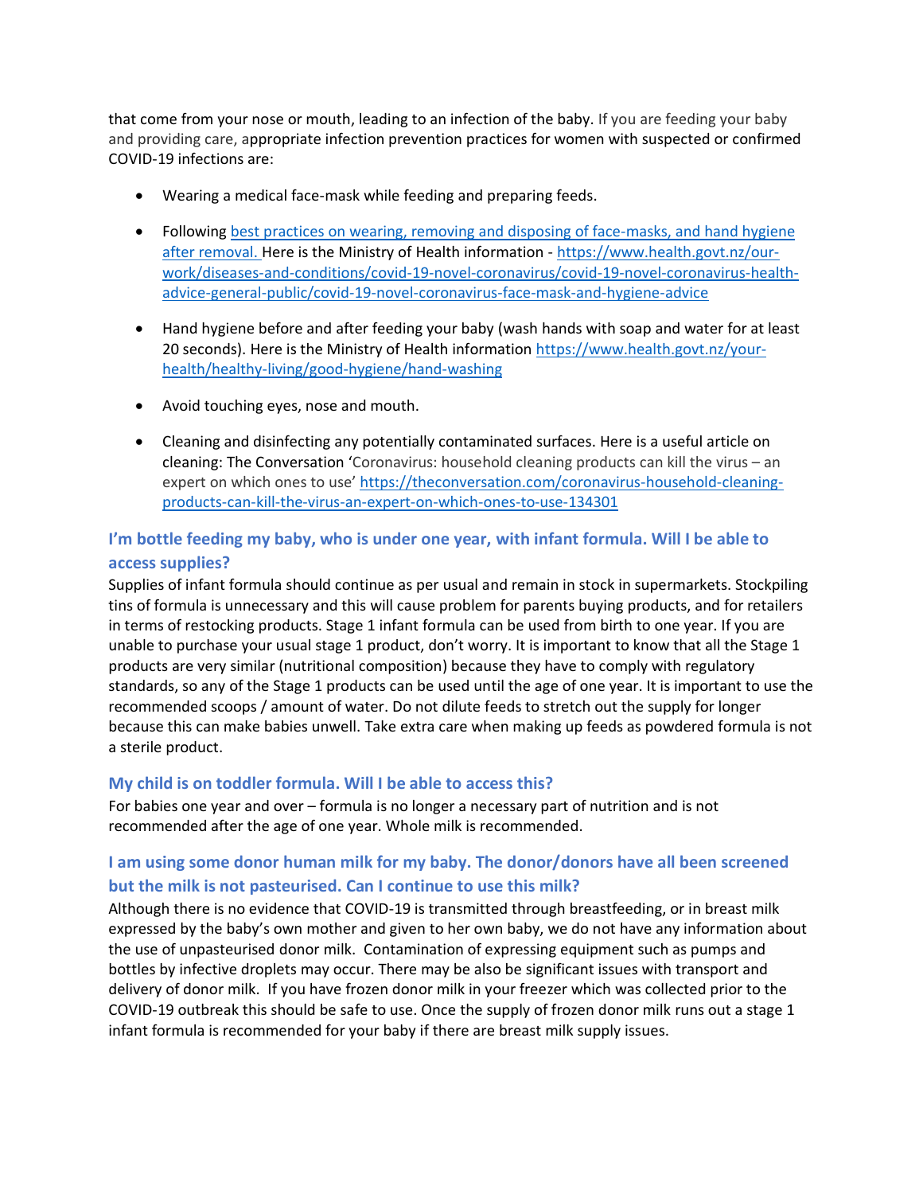that come from your nose or mouth, leading to an infection of the baby. If you are feeding your baby and providing care, appropriate infection prevention practices for women with suspected or confirmed COVID-19 infections are:

- Wearing a medical face-mask while feeding and preparing feeds.
- Following best practices on wearing, removing and disposing of face-masks, and hand hygiene after removal. Here is the Ministry of Health information - https://www.health.govt.nz/our-work/diseases-and-conditions/covid-19-novel-coronavirus/covid-19-novel-coronavirus-health-advice-general-public/covid-19-novel-coronavirus-face-mask-and-hygiene-advice
- Hand hygiene before and after feeding your baby (wash hands with soap and water for at least 20 seconds). Here is the Ministry of Health information https://www.health.govt.nz/your-health/healthy-living/good-hygiene/hand-washing
- Avoid touching eyes, nose and mouth.
- Cleaning and disinfecting any potentially contaminated surfaces. Here is a useful article on cleaning: The Conversation 'Coronavirus: household cleaning products can kill the virus – an expert on which ones to use' https://theconversation.com/coronavirus-household-cleaning-products-can-kill-the-virus-an-expert-on-which-ones-to-use-134301

### I'm bottle feeding my baby, who is under one year, with infant formula. Will I be able to access supplies?

Supplies of infant formula should continue as per usual and remain in stock in supermarkets. Stockpiling tins of formula is unnecessary and this will cause problem for parents buying products, and for retailers in terms of restocking products. Stage 1 infant formula can be used from birth to one year. If you are unable to purchase your usual stage 1 product, don't worry. It is important to know that all the Stage 1 products are very similar (nutritional composition) because they have to comply with regulatory standards, so any of the Stage 1 products can be used until the age of one year. It is important to use the recommended scoops / amount of water. Do not dilute feeds to stretch out the supply for longer because this can make babies unwell. Take extra care when making up feeds as powdered formula is not a sterile product.

### My child is on toddler formula. Will I be able to access this?

For babies one year and over – formula is no longer a necessary part of nutrition and is not recommended after the age of one year. Whole milk is recommended.

### I am using some donor human milk for my baby. The donor/donors have all been screened but the milk is not pasteurised. Can I continue to use this milk?

Although there is no evidence that COVID-19 is transmitted through breastfeeding, or in breast milk expressed by the baby's own mother and given to her own baby, we do not have any information about the use of unpasteurised donor milk. Contamination of expressing equipment such as pumps and bottles by infective droplets may occur. There may be also be significant issues with transport and delivery of donor milk. If you have frozen donor milk in your freezer which was collected prior to the COVID-19 outbreak this should be safe to use. Once the supply of frozen donor milk runs out a stage 1 infant formula is recommended for your baby if there are breast milk supply issues.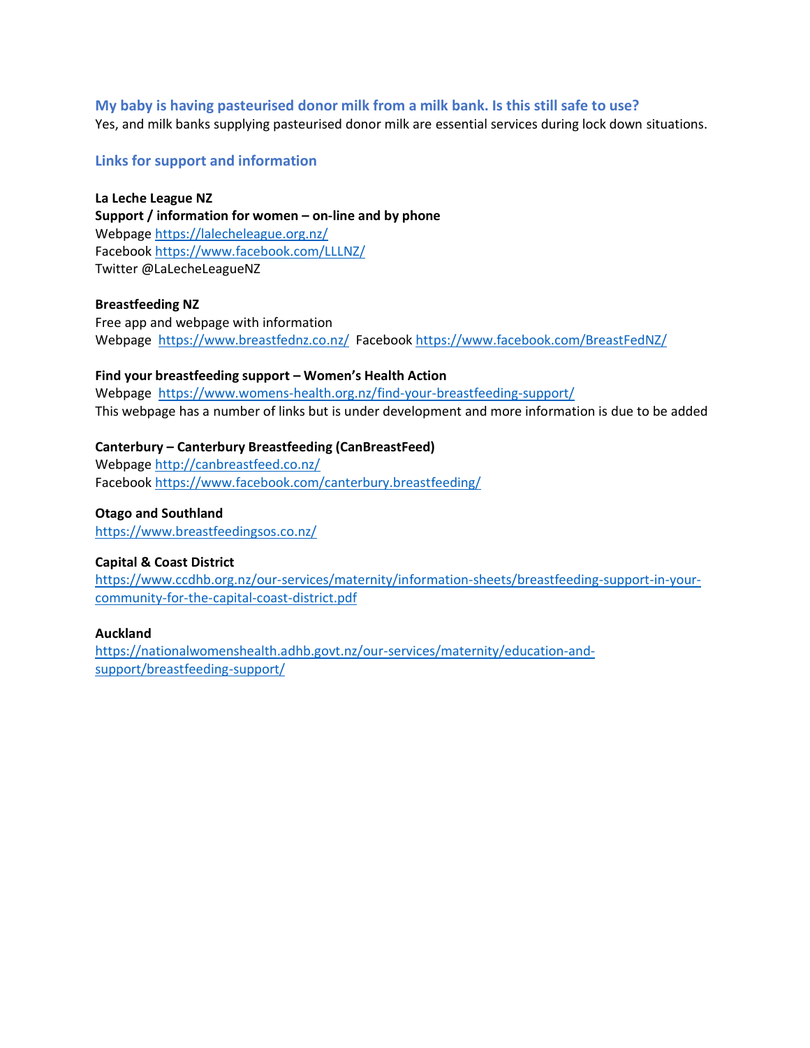### My baby is having pasteurised donor milk from a milk bank. Is this still safe to use?

Yes, and milk banks supplying pasteurised donor milk are essential services during lock down situations.

### Links for support and information

**La Leche League NZ**
**Support / information for women – on-line and by phone**
Webpage https://lalecheleague.org.nz/
Facebook https://www.facebook.com/LLLNZ/
Twitter @LaLecheLeagueNZ

**Breastfeeding NZ**
Free app and webpage with information
Webpage https://www.breastfednz.co.nz/ Facebook https://www.facebook.com/BreastFedNZ/

**Find your breastfeeding support – Women's Health Action**
Webpage https://www.womens-health.org.nz/find-your-breastfeeding-support/
This webpage has a number of links but is under development and more information is due to be added

**Canterbury – Canterbury Breastfeeding (CanBreastFeed)**
Webpage http://canbreastfeed.co.nz/
Facebook https://www.facebook.com/canterbury.breastfeeding/

**Otago and Southland**
https://www.breastfeedingsos.co.nz/

**Capital & Coast District**
https://www.ccdhb.org.nz/our-services/maternity/information-sheets/breastfeeding-support-in-your-community-for-the-capital-coast-district.pdf

**Auckland**
https://nationalwomenshealth.adhb.govt.nz/our-services/maternity/education-and-support/breastfeeding-support/